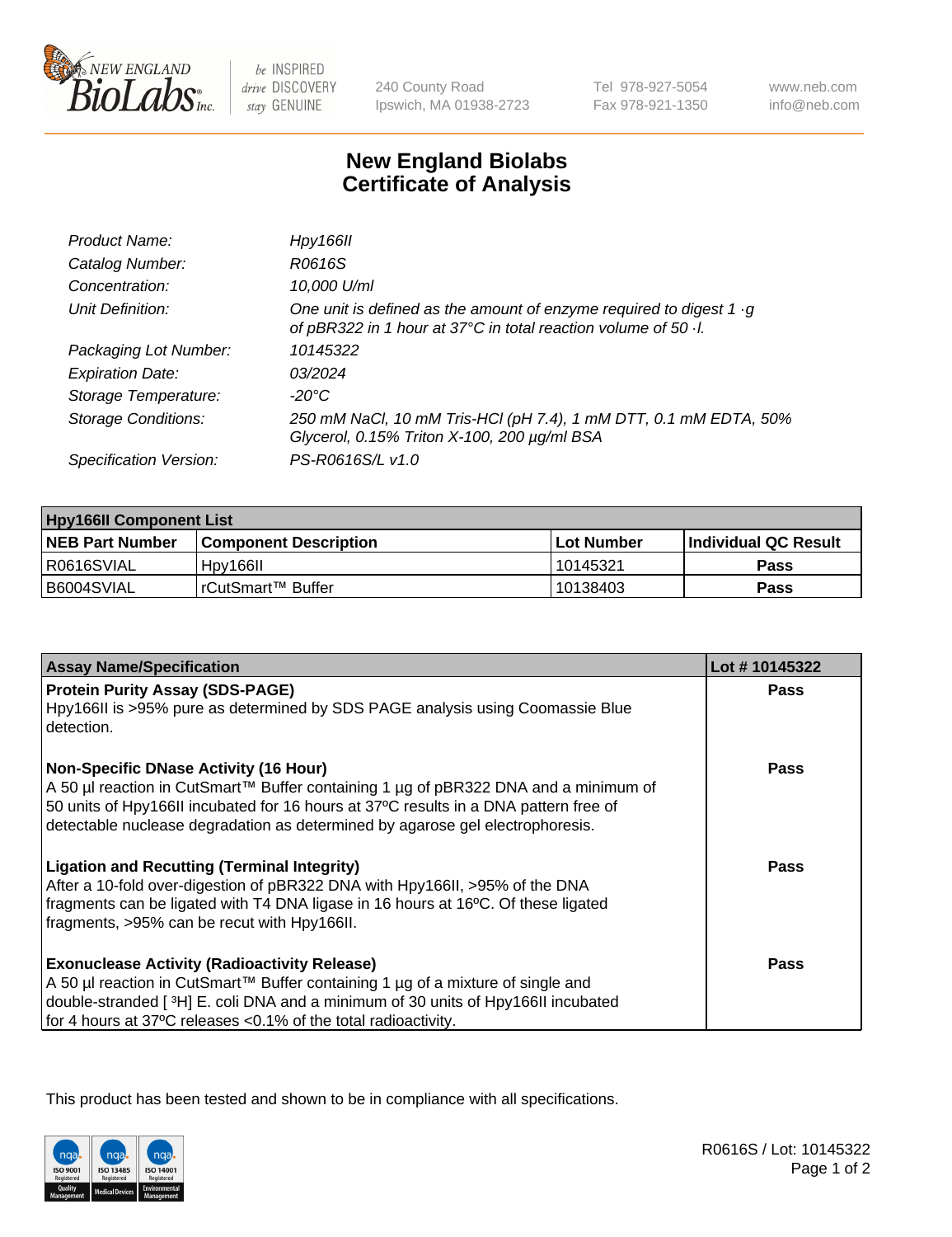# New England Biolabs Certificate of Analysis

| | |
|---|---|
| *Product Name:* | *Hpy166II* |
| *Catalog Number:* | *R0616S* |
| *Concentration:* | *10,000 U/ml* |
| *Unit Definition:* | *One unit is defined as the amount of enzyme required to digest 1 ·g of pBR322 in 1 hour at 37°C in total reaction volume of 50 ·l.* |
| *Packaging Lot Number:* | *10145322* |
| *Expiration Date:* | *03/2024* |
| *Storage Temperature:* | *-20°C* |
| *Storage Conditions:* | *250 mM NaCl, 10 mM Tris-HCl (pH 7.4), 1 mM DTT, 0.1 mM EDTA, 50% Glycerol, 0.15% Triton X-100, 200 µg/ml BSA* |
| *Specification Version:* | *PS-R0616S/L v1.0* |

| **Hpy166II Component List** | | | |
|---|---|---|---|
| **NEB Part Number** | **Component Description** | **Lot Number** | **Individual QC Result** |
| R0616SVIAL | Hpy166II | 10145321 | **Pass** |
| B6004SVIAL | rCutSmart™ Buffer | 10138403 | **Pass** |

| **Assay Name/Specification** | **Lot # 10145322** |
|---|---|
| **Protein Purity Assay (SDS-PAGE)**<br>Hpy166II is >95% pure as determined by SDS PAGE analysis using Coomassie Blue detection. | **Pass** |
| **Non-Specific DNase Activity (16 Hour)**<br>A 50 µl reaction in CutSmart™ Buffer containing 1 µg of pBR322 DNA and a minimum of 50 units of Hpy166II incubated for 16 hours at 37ºC results in a DNA pattern free of detectable nuclease degradation as determined by agarose gel electrophoresis. | **Pass** |
| **Ligation and Recutting (Terminal Integrity)**<br>After a 10-fold over-digestion of pBR322 DNA with Hpy166II, >95% of the DNA fragments can be ligated with T4 DNA ligase in 16 hours at 16ºC. Of these ligated fragments, >95% can be recut with Hpy166II. | **Pass** |
| **Exonuclease Activity (Radioactivity Release)**<br>A 50 µl reaction in CutSmart™ Buffer containing 1 µg of a mixture of single and double-stranded [ $^3$H] E. coli DNA and a minimum of 30 units of Hpy166II incubated for 4 hours at 37ºC releases <0.1% of the total radioactivity. | **Pass** |

This product has been tested and shown to be in compliance with all specifications.

R0616S / Lot: 10145322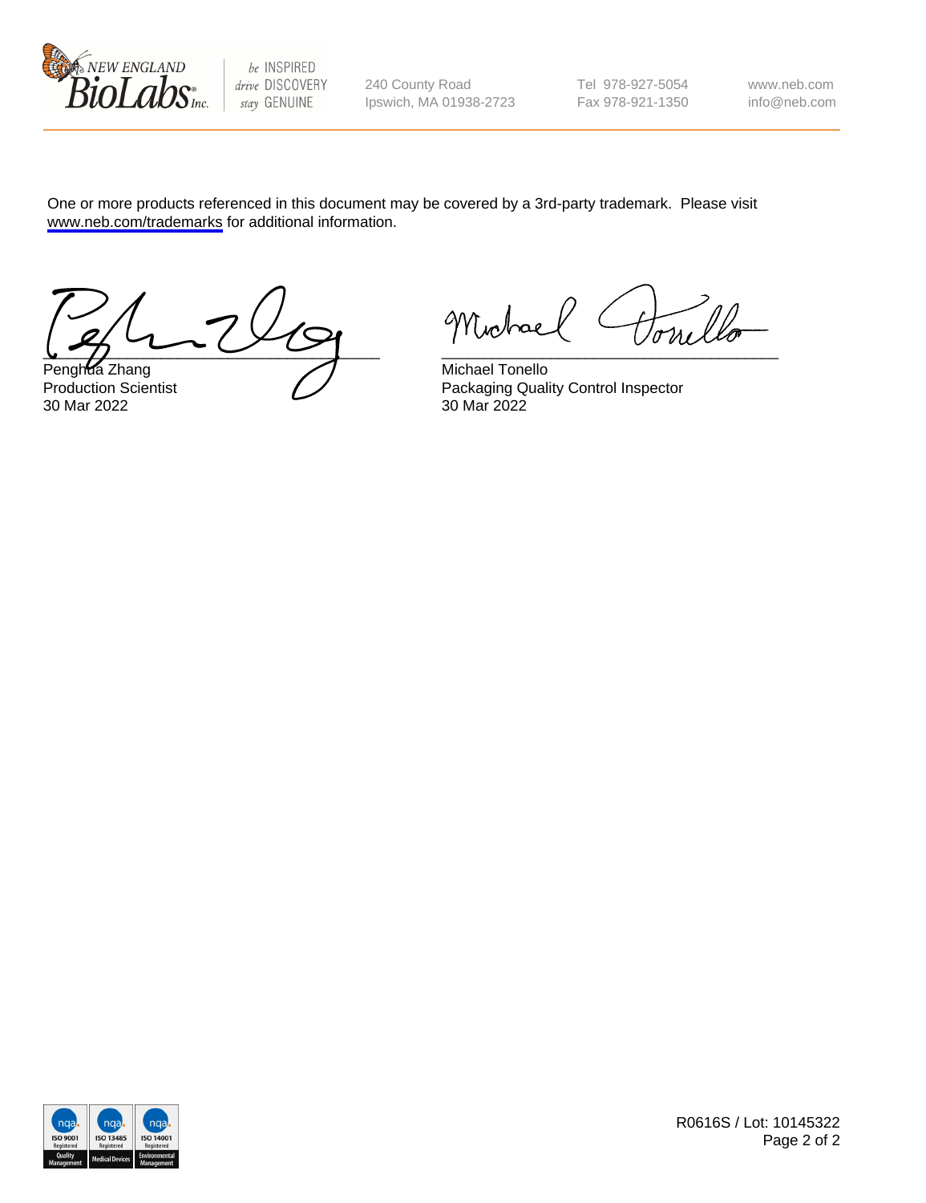One or more products referenced in this document may be covered by a 3rd-party trademark. Please visit www.neb.com/trademarks for additional information.

Penghua Zhang
Production Scientist
30 Mar 2022

Michael Tonello
Packaging Quality Control Inspector
30 Mar 2022

R0616S / Lot: 10145322